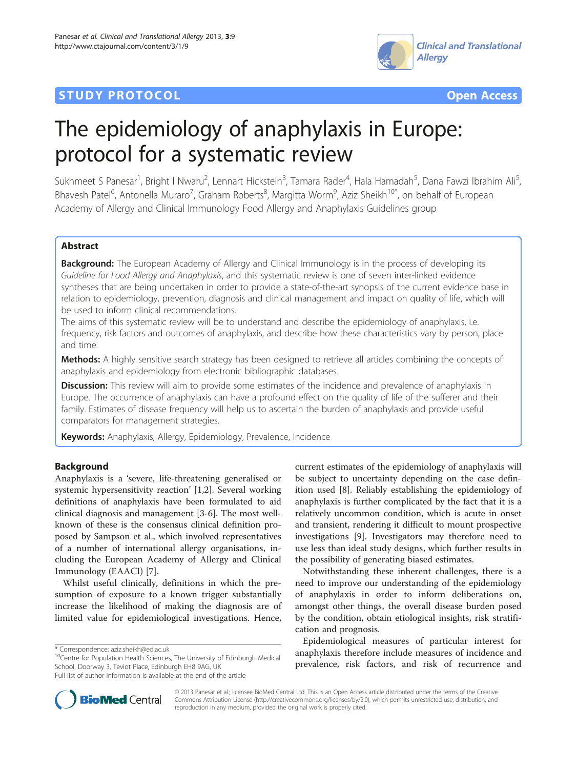STUDY PROTOCOL Open Access

# The epidemiology of anaphylaxis in Europe: protocol for a systematic review

Sukhmeet S Panesar[1], Bright I Nwaru[2], Lennart Hickstein[3], Tamara Rader[4], Hala Hamadah[5], Dana Fawzi Ibrahim Ali[5], Bhavesh Patel[6], Antonella Muraro[7], Graham Roberts[8], Margitta Worm[9], Aziz Sheikh[10*], on behalf of European Academy of Allergy and Clinical Immunology Food Allergy and Anaphylaxis Guidelines group

## Abstract

**Background:** The European Academy of Allergy and Clinical Immunology is in the process of developing its *Guideline for Food Allergy and Anaphylaxis*, and this systematic review is one of seven inter-linked evidence syntheses that are being undertaken in order to provide a state-of-the-art synopsis of the current evidence base in relation to epidemiology, prevention, diagnosis and clinical management and impact on quality of life, which will be used to inform clinical recommendations.

The aims of this systematic review will be to understand and describe the epidemiology of anaphylaxis, i.e. frequency, risk factors and outcomes of anaphylaxis, and describe how these characteristics vary by person, place and time.

**Methods:** A highly sensitive search strategy has been designed to retrieve all articles combining the concepts of anaphylaxis and epidemiology from electronic bibliographic databases.

**Discussion:** This review will aim to provide some estimates of the incidence and prevalence of anaphylaxis in Europe. The occurrence of anaphylaxis can have a profound effect on the quality of life of the sufferer and their family. Estimates of disease frequency will help us to ascertain the burden of anaphylaxis and provide useful comparators for management strategies.

**Keywords:** Anaphylaxis, Allergy, Epidemiology, Prevalence, Incidence

## Background

Anaphylaxis is a 'severe, life-threatening generalised or systemic hypersensitivity reaction' [1,2]. Several working definitions of anaphylaxis have been formulated to aid clinical diagnosis and management [3-6]. The most well-known of these is the consensus clinical definition proposed by Sampson et al., which involved representatives of a number of international allergy organisations, including the European Academy of Allergy and Clinical Immunology (EAACI) [7].

Whilst useful clinically, definitions in which the presumption of exposure to a known trigger substantially increase the likelihood of making the diagnosis are of limited value for epidemiological investigations. Hence, current estimates of the epidemiology of anaphylaxis will be subject to uncertainty depending on the case definition used [8]. Reliably establishing the epidemiology of anaphylaxis is further complicated by the fact that it is a relatively uncommon condition, which is acute in onset and transient, rendering it difficult to mount prospective investigations [9]. Investigators may therefore need to use less than ideal study designs, which further results in the possibility of generating biased estimates.

Notwithstanding these inherent challenges, there is a need to improve our understanding of the epidemiology of anaphylaxis in order to inform deliberations on, amongst other things, the overall disease burden posed by the condition, obtain etiological insights, risk stratification and prognosis.

Epidemiological measures of particular interest for anaphylaxis therefore include measures of incidence and prevalence, risk factors, and risk of recurrence and

\* Correspondence: aziz.sheikh@ed.ac.uk
[10]Centre for Population Health Sciences, The University of Edinburgh Medical School, Doorway 3, Teviot Place, Edinburgh EH8 9AG, UK
Full list of author information is available at the end of the article

© 2013 Panesar et al.; licensee BioMed Central Ltd. This is an Open Access article distributed under the terms of the Creative Commons Attribution License (http://creativecommons.org/licenses/by/2.0), which permits unrestricted use, distribution, and reproduction in any medium, provided the original work is properly cited.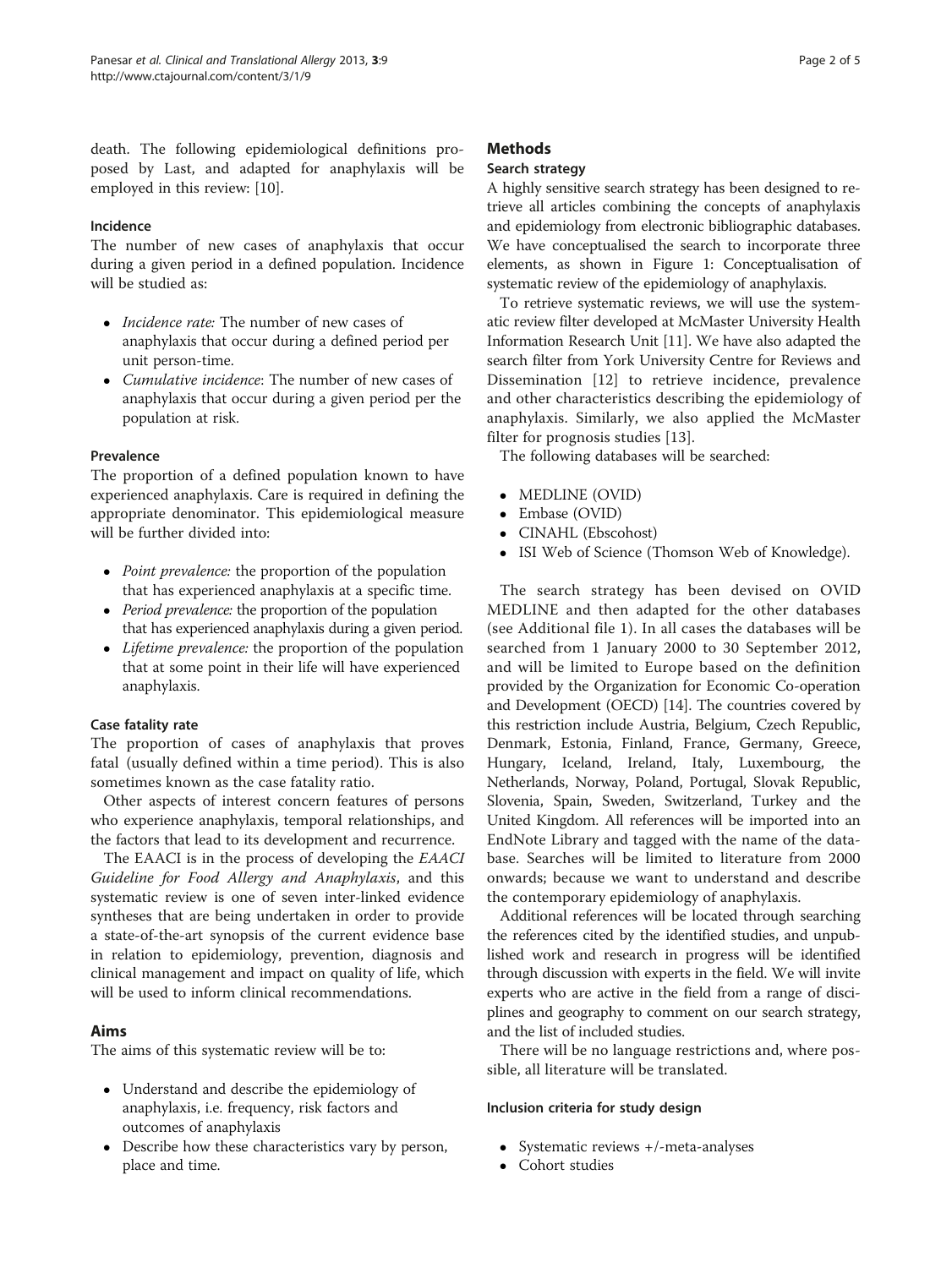death. The following epidemiological definitions proposed by Last, and adapted for anaphylaxis will be employed in this review: [10].

#### Incidence

The number of new cases of anaphylaxis that occur during a given period in a defined population. Incidence will be studied as:

- *Incidence rate:* The number of new cases of anaphylaxis that occur during a defined period per unit person-time.
- *Cumulative incidence*: The number of new cases of anaphylaxis that occur during a given period per the population at risk.

#### Prevalence

The proportion of a defined population known to have experienced anaphylaxis. Care is required in defining the appropriate denominator. This epidemiological measure will be further divided into:

- *Point prevalence:* the proportion of the population that has experienced anaphylaxis at a specific time.
- *Period prevalence:* the proportion of the population that has experienced anaphylaxis during a given period.
- *Lifetime prevalence:* the proportion of the population that at some point in their life will have experienced anaphylaxis.

#### Case fatality rate

The proportion of cases of anaphylaxis that proves fatal (usually defined within a time period). This is also sometimes known as the case fatality ratio.

Other aspects of interest concern features of persons who experience anaphylaxis, temporal relationships, and the factors that lead to its development and recurrence.

The EAACI is in the process of developing the *EAACI Guideline for Food Allergy and Anaphylaxis*, and this systematic review is one of seven inter-linked evidence syntheses that are being undertaken in order to provide a state-of-the-art synopsis of the current evidence base in relation to epidemiology, prevention, diagnosis and clinical management and impact on quality of life, which will be used to inform clinical recommendations.

## Aims

The aims of this systematic review will be to:

- Understand and describe the epidemiology of anaphylaxis, i.e. frequency, risk factors and outcomes of anaphylaxis
- Describe how these characteristics vary by person, place and time.

## Methods

### Search strategy

A highly sensitive search strategy has been designed to retrieve all articles combining the concepts of anaphylaxis and epidemiology from electronic bibliographic databases. We have conceptualised the search to incorporate three elements, as shown in Figure 1: Conceptualisation of systematic review of the epidemiology of anaphylaxis.

To retrieve systematic reviews, we will use the systematic review filter developed at McMaster University Health Information Research Unit [11]. We have also adapted the search filter from York University Centre for Reviews and Dissemination [12] to retrieve incidence, prevalence and other characteristics describing the epidemiology of anaphylaxis. Similarly, we also applied the McMaster filter for prognosis studies [13].

The following databases will be searched:

- MEDLINE (OVID)
- Embase (OVID)
- CINAHL (Ebscohost)
- ISI Web of Science (Thomson Web of Knowledge).

The search strategy has been devised on OVID MEDLINE and then adapted for the other databases (see Additional file 1). In all cases the databases will be searched from 1 January 2000 to 30 September 2012, and will be limited to Europe based on the definition provided by the Organization for Economic Co-operation and Development (OECD) [14]. The countries covered by this restriction include Austria, Belgium, Czech Republic, Denmark, Estonia, Finland, France, Germany, Greece, Hungary, Iceland, Ireland, Italy, Luxembourg, the Netherlands, Norway, Poland, Portugal, Slovak Republic, Slovenia, Spain, Sweden, Switzerland, Turkey and the United Kingdom. All references will be imported into an EndNote Library and tagged with the name of the database. Searches will be limited to literature from 2000 onwards; because we want to understand and describe the contemporary epidemiology of anaphylaxis.

Additional references will be located through searching the references cited by the identified studies, and unpublished work and research in progress will be identified through discussion with experts in the field. We will invite experts who are active in the field from a range of disciplines and geography to comment on our search strategy, and the list of included studies.

There will be no language restrictions and, where possible, all literature will be translated.

#### Inclusion criteria for study design

- Systematic reviews +/-meta-analyses
- Cohort studies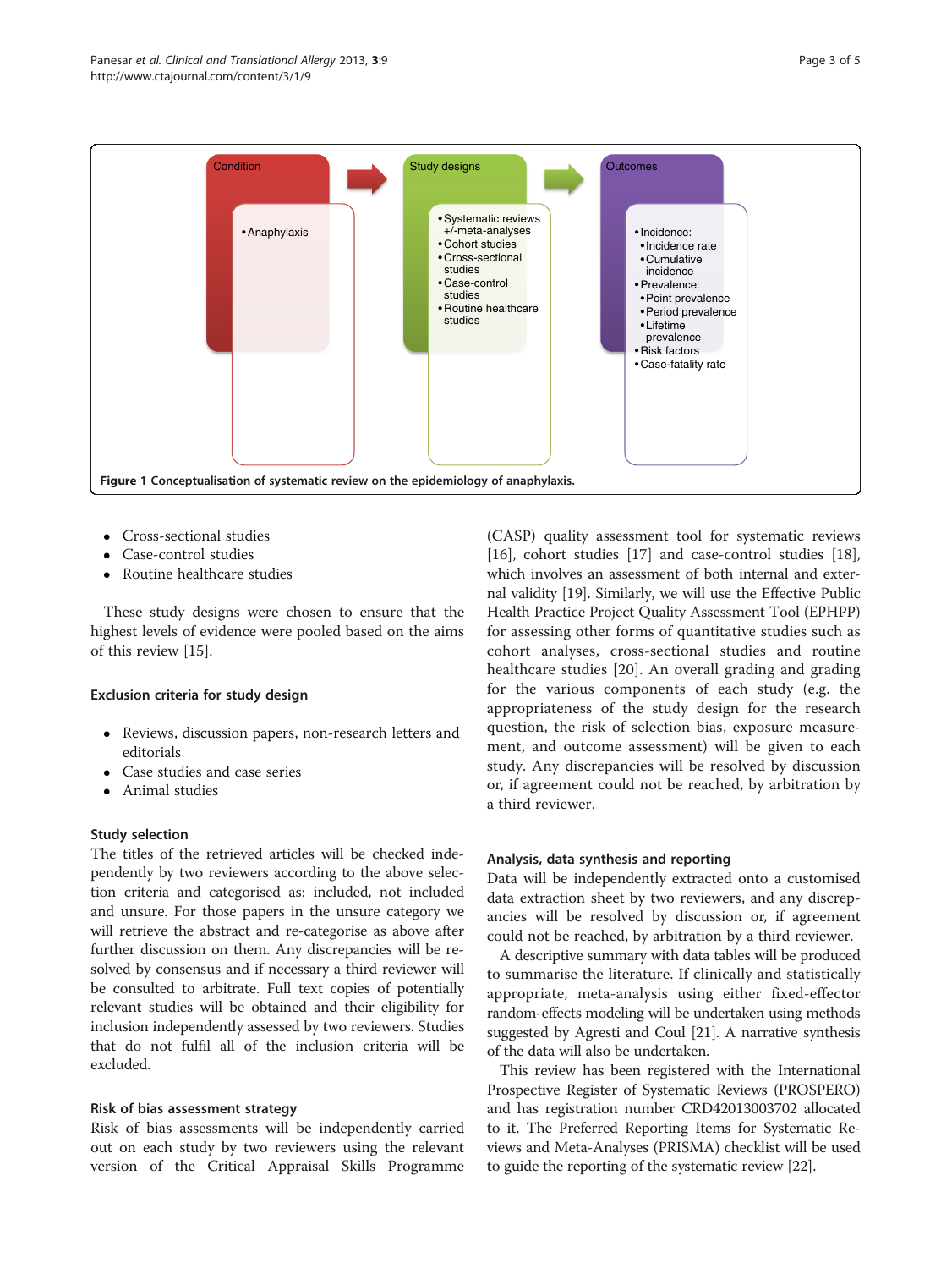Condition

- Anaphylaxis

Study designs

- Systematic reviews +/-meta-analyses
- Cohort studies
- Cross-sectional studies
- Case-control studies
- Routine healthcare studies

Outcomes

- Incidence:
  - Incidence rate
  - Cumulative incidence
- Prevalence:
  - Point prevalence
  - Period prevalence
  - Lifetime prevalence
- Risk factors
- Case-fatality rate

**Figure 1 Conceptualisation of systematic review on the epidemiology of anaphylaxis.**

- Cross-sectional studies
- Case-control studies
- Routine healthcare studies

These study designs were chosen to ensure that the highest levels of evidence were pooled based on the aims of this review [15].

### Exclusion criteria for study design

- Reviews, discussion papers, non-research letters and editorials
- Case studies and case series
- Animal studies

### Study selection

The titles of the retrieved articles will be checked independently by two reviewers according to the above selection criteria and categorised as: included, not included and unsure. For those papers in the unsure category we will retrieve the abstract and re-categorise as above after further discussion on them. Any discrepancies will be resolved by consensus and if necessary a third reviewer will be consulted to arbitrate. Full text copies of potentially relevant studies will be obtained and their eligibility for inclusion independently assessed by two reviewers. Studies that do not fulfil all of the inclusion criteria will be excluded.

### Risk of bias assessment strategy

Risk of bias assessments will be independently carried out on each study by two reviewers using the relevant version of the Critical Appraisal Skills Programme (CASP) quality assessment tool for systematic reviews [16], cohort studies [17] and case-control studies [18], which involves an assessment of both internal and external validity [19]. Similarly, we will use the Effective Public Health Practice Project Quality Assessment Tool (EPHPP) for assessing other forms of quantitative studies such as cohort analyses, cross-sectional studies and routine healthcare studies [20]. An overall grading and grading for the various components of each study (e.g. the appropriateness of the study design for the research question, the risk of selection bias, exposure measurement, and outcome assessment) will be given to each study. Any discrepancies will be resolved by discussion or, if agreement could not be reached, by arbitration by a third reviewer.

### Analysis, data synthesis and reporting

Data will be independently extracted onto a customised data extraction sheet by two reviewers, and any discrepancies will be resolved by discussion or, if agreement could not be reached, by arbitration by a third reviewer.

A descriptive summary with data tables will be produced to summarise the literature. If clinically and statistically appropriate, meta-analysis using either fixed-effector random-effects modeling will be undertaken using methods suggested by Agresti and Coul [21]. A narrative synthesis of the data will also be undertaken.

This review has been registered with the International Prospective Register of Systematic Reviews (PROSPERO) and has registration number CRD42013003702 allocated to it. The Preferred Reporting Items for Systematic Reviews and Meta-Analyses (PRISMA) checklist will be used to guide the reporting of the systematic review [22].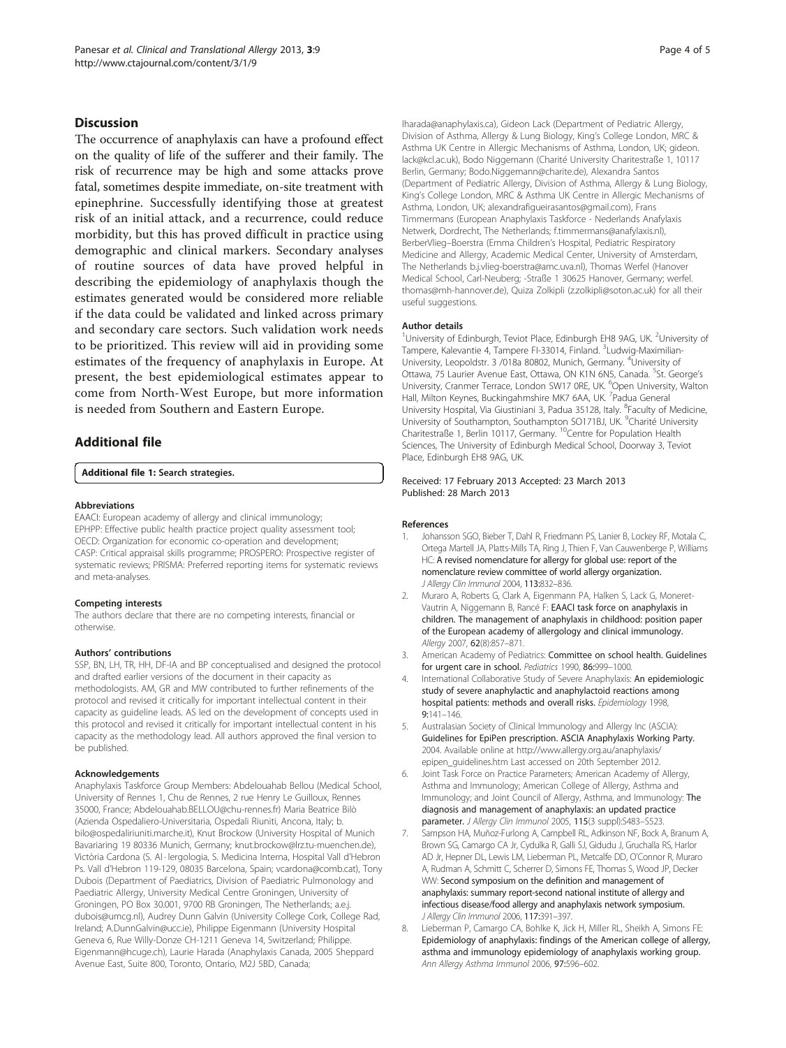## Discussion

The occurrence of anaphylaxis can have a profound effect on the quality of life of the sufferer and their family. The risk of recurrence may be high and some attacks prove fatal, sometimes despite immediate, on-site treatment with epinephrine. Successfully identifying those at greatest risk of an initial attack, and a recurrence, could reduce morbidity, but this has proved difficult in practice using demographic and clinical markers. Secondary analyses of routine sources of data have proved helpful in describing the epidemiology of anaphylaxis though the estimates generated would be considered more reliable if the data could be validated and linked across primary and secondary care sectors. Such validation work needs to be prioritized. This review will aid in providing some estimates of the frequency of anaphylaxis in Europe. At present, the best epidemiological estimates appear to come from North-West Europe, but more information is needed from Southern and Eastern Europe.

## Additional file

**Additional file 1: Search strategies.**

#### Abbreviations

EAACI: European academy of allergy and clinical immunology; EPHPP: Effective public health practice project quality assessment tool; OECD: Organization for economic co-operation and development; CASP: Critical appraisal skills programme; PROSPERO: Prospective register of systematic reviews; PRISMA: Preferred reporting items for systematic reviews and meta-analyses.

#### Competing interests

The authors declare that there are no competing interests, financial or otherwise.

#### Authors' contributions

SSP, BN, LH, TR, HH, DF-IA and BP conceptualised and designed the protocol and drafted earlier versions of the document in their capacity as methodologists. AM, GR and MW contributed to further refinements of the protocol and revised it critically for important intellectual content in their capacity as guideline leads. AS led on the development of concepts used in this protocol and revised it critically for important intellectual content in his capacity as the methodology lead. All authors approved the final version to be published.

#### Acknowledgements

Anaphylaxis Taskforce Group Members: Abdelouahab Bellou (Medical School, University of Rennes 1, Chu de Rennes, 2 rue Henry Le Guilloux, Rennes 35000, France; Abdelouahab.BELLOU@chu-rennes.fr) Maria Beatrice Bilò (Azienda Ospedaliero-Universitaria, Ospedali Riuniti, Ancona, Italy; b.bilo@ospedaliriuniti.marche.it), Knut Brockow (University Hospital of Munich Bavariaring 19 80336 Munich, Germany; knut.brockow@lrz.tu-muenchen.de), Victòria Cardona (S. Al·lergologia, S. Medicina Interna, Hospital Vall d'Hebron Ps. Vall d'Hebron 119-129, 08035 Barcelona, Spain; vcardona@comb.cat), Tony Dubois (Department of Paediatrics, Division of Paediatric Pulmonology and Paediatric Allergy, University Medical Centre Groningen, University of Groningen, PO Box 30.001, 9700 RB Groningen, The Netherlands; a.e.j.dubois@umcg.nl), Audrey Dunn Galvin (University College Cork, College Rad, Ireland; A.DunnGalvin@ucc.ie), Philippe Eigenmann (University Hospital Geneva 6, Rue Willy-Donze CH-1211 Geneva 14, Switzerland; Philippe.Eigenmann@hcuge.ch), Laurie Harada (Anaphylaxis Canada, 2005 Sheppard Avenue East, Suite 800, Toronto, Ontario, M2J 5BD, Canada; lharada@anaphylaxis.ca), Gideon Lack (Department of Pediatric Allergy, Division of Asthma, Allergy & Lung Biology, King's College London, MRC & Asthma UK Centre in Allergic Mechanisms of Asthma, London, UK; gideon.lack@kcl.ac.uk), Bodo Niggemann (Charité University Charitestraße 1, 10117 Berlin, Germany; Bodo.Niggemann@charite.de), Alexandra Santos (Department of Pediatric Allergy, Division of Asthma, Allergy & Lung Biology, King's College London, MRC & Asthma UK Centre in Allergic Mechanisms of Asthma, London, UK; alexandrafigueirasantos@gmail.com), Frans Timmermans (European Anaphylaxis Taskforce - Nederlands Anafylaxis Netwerk, Dordrecht, The Netherlands; f.timmermans@anafylaxis.nl), BerberVlieg–Boerstra (Emma Children's Hospital, Pediatric Respiratory Medicine and Allergy, Academic Medical Center, University of Amsterdam, The Netherlands b.j.vlieg-boerstra@amc.uva.nl), Thomas Werfel (Hanover Medical School, Carl-Neuberg; -Straße 1 30625 Hanover, Germany; werfel.thomas@mh-hannover.de), Quiza Zolkipli (z.zolkipli@soton.ac.uk) for all their useful suggestions.

#### Author details

[1]University of Edinburgh, Teviot Place, Edinburgh EH8 9AG, UK. [2]University of Tampere, Kalevantie 4, Tampere FI-33014, Finland. [3]Ludwig-Maximilian-University, Leopoldstr. 3 /018a 80802, Munich, Germany. [4]University of Ottawa, 75 Laurier Avenue East, Ottawa, ON K1N 6N5, Canada. [5]St. George's University, Cranmer Terrace, London SW17 0RE, UK. [6]Open University, Walton Hall, Milton Keynes, Buckinghamshire MK7 6AA, UK. [7]Padua General University Hospital, Via Giustiniani 3, Padua 35128, Italy. [8]Faculty of Medicine, University of Southampton, Southampton SO171BJ, UK. [9]Charité University Charitestraße 1, Berlin 10117, Germany. [10]Centre for Population Health Sciences, The University of Edinburgh Medical School, Doorway 3, Teviot Place, Edinburgh EH8 9AG, UK.

Received: 17 February 2013 Accepted: 23 March 2013
Published: 28 March 2013

#### References

1. Johansson SGO, Bieber T, Dahl R, Friedmann PS, Lanier B, Lockey RF, Motala C, Ortega Martell JA, Platts-Mills TA, Ring J, Thien F, Van Cauwenberge P, Williams HC: **A revised nomenclature for allergy for global use: report of the nomenclature review committee of world allergy organization.** *J Allergy Clin Immunol* 2004, **113:**832–836.
2. Muraro A, Roberts G, Clark A, Eigenmann PA, Halken S, Lack G, Moneret-Vautrin A, Niggemann B, Rancé F: **EAACI task force on anaphylaxis in children. The management of anaphylaxis in childhood: position paper of the European academy of allergology and clinical immunology.** *Allergy* 2007, **62**(8):857–871.
3. American Academy of Pediatrics: **Committee on school health. Guidelines for urgent care in school.** *Pediatrics* 1990, **86:**999–1000.
4. International Collaborative Study of Severe Anaphylaxis: **An epidemiologic study of severe anaphylactic and anaphylactoid reactions among hospital patients: methods and overall risks.** *Epidemiology* 1998, **9:**141–146.
5. Australasian Society of Clinical Immunology and Allergy Inc (ASCIA): **Guidelines for EpiPen prescription. ASCIA Anaphylaxis Working Party.** 2004. Available online at http://www.allergy.org.au/anaphylaxis/epipen_guidelines.htm Last accessed on 20th September 2012.
6. Joint Task Force on Practice Parameters; American Academy of Allergy, Asthma and Immunology; American College of Allergy, Asthma and Immunology; and Joint Council of Allergy, Asthma, and Immunology: **The diagnosis and management of anaphylaxis: an updated practice parameter.** *J Allergy Clin Immunol* 2005, **115**(3 suppl):S483–S523.
7. Sampson HA, Muñoz-Furlong A, Campbell RL, Adkinson NF, Bock A, Branum A, Brown SG, Camargo CA Jr, Cydulka R, Galli SJ, Gidudu J, Gruchalla RS, Harlor AD Jr, Hepner DL, Lewis LM, Lieberman PL, Metcalfe DD, O'Connor R, Muraro A, Rudman A, Schmitt C, Scherrer D, Simons FE, Thomas S, Wood JP, Decker WW: **Second symposium on the definition and management of anaphylaxis: summary report-second national institute of allergy and infectious disease/food allergy and anaphylaxis network symposium.** *J Allergy Clin Immunol* 2006, **117:**391–397.
8. Lieberman P, Camargo CA, Bohlke K, Jick H, Miller RL, Sheikh A, Simons FE: **Epidemiology of anaphylaxis: findings of the American college of allergy, asthma and immunology epidemiology of anaphylaxis working group.** *Ann Allergy Asthma Immunol* 2006, **97:**596–602.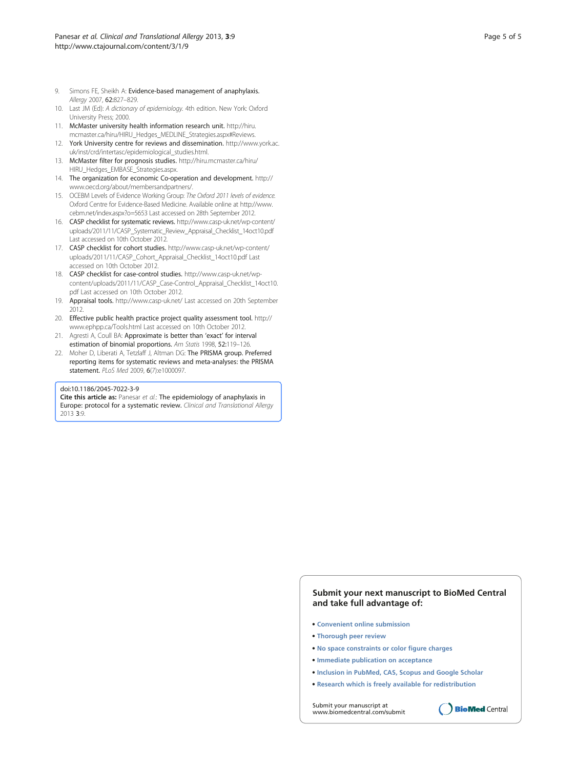9. Simons FE, Sheikh A: **Evidence-based management of anaphylaxis.** *Allergy* 2007, **62:**827–829.
10. Last JM (Ed): *A dictionary of epidemiology.* 4th edition. New York: Oxford University Press; 2000.
11. **McMaster university health information research unit.** http://hiru.mcmaster.ca/hiru/HIRU_Hedges_MEDLINE_Strategies.aspx#Reviews.
12. **York University centre for reviews and dissemination.** http://www.york.ac.uk/inst/crd/intertasc/epidemiological_studies.html.
13. **McMaster filter for prognosis studies.** http://hiru.mcmaster.ca/hiru/HIRU_Hedges_EMBASE_Strategies.aspx.
14. **The organization for economic Co-operation and development.** http://www.oecd.org/about/membersandpartners/.
15. OCEBM Levels of Evidence Working Group: *The Oxford 2011 levels of evidence.* Oxford Centre for Evidence-Based Medicine. Available online at http://www.cebm.net/index.aspx?o=5653 Last accessed on 28th September 2012.
16. **CASP checklist for systematic reviews.** http://www.casp-uk.net/wp-content/uploads/2011/11/CASP_Systematic_Review_Appraisal_Checklist_14oct10.pdf Last accessed on 10th October 2012.
17. **CASP checklist for cohort studies.** http://www.casp-uk.net/wp-content/uploads/2011/11/CASP_Cohort_Appraisal_Checklist_14oct10.pdf Last accessed on 10th October 2012.
18. **CASP checklist for case-control studies.** http://www.casp-uk.net/wp-content/uploads/2011/11/CASP_Case-Control_Appraisal_Checklist_14oct10.pdf Last accessed on 10th October 2012.
19. **Appraisal tools.** http://www.casp-uk.net/ Last accessed on 20th September 2012.
20. **Effective public health practice project quality assessment tool.** http://www.ephpp.ca/Tools.html Last accessed on 10th October 2012.
21. Agresti A, Coull BA: **Approximate is better than 'exact' for interval estimation of binomial proportions.** *Am Statis* 1998, **52:**119–126.
22. Moher D, Liberati A, Tetzlaff J, Altman DG: **The PRISMA group. Preferred reporting items for systematic reviews and meta-analyses: the PRISMA statement.** *PLoS Med* 2009, **6**(7):e1000097.

doi:10.1186/2045-7022-3-9

**Cite this article as:** Panesar *et al.*: The epidemiology of anaphylaxis in Europe: protocol for a systematic review. *Clinical and Translational Allergy* 2013 **3**:9.

**Submit your next manuscript to BioMed Central and take full advantage of:**

- **Convenient online submission**
- **Thorough peer review**
- **No space constraints or color figure charges**
- **Immediate publication on acceptance**
- **Inclusion in PubMed, CAS, Scopus and Google Scholar**
- **Research which is freely available for redistribution**

Submit your manuscript at www.biomedcentral.com/submit

BioMed Central